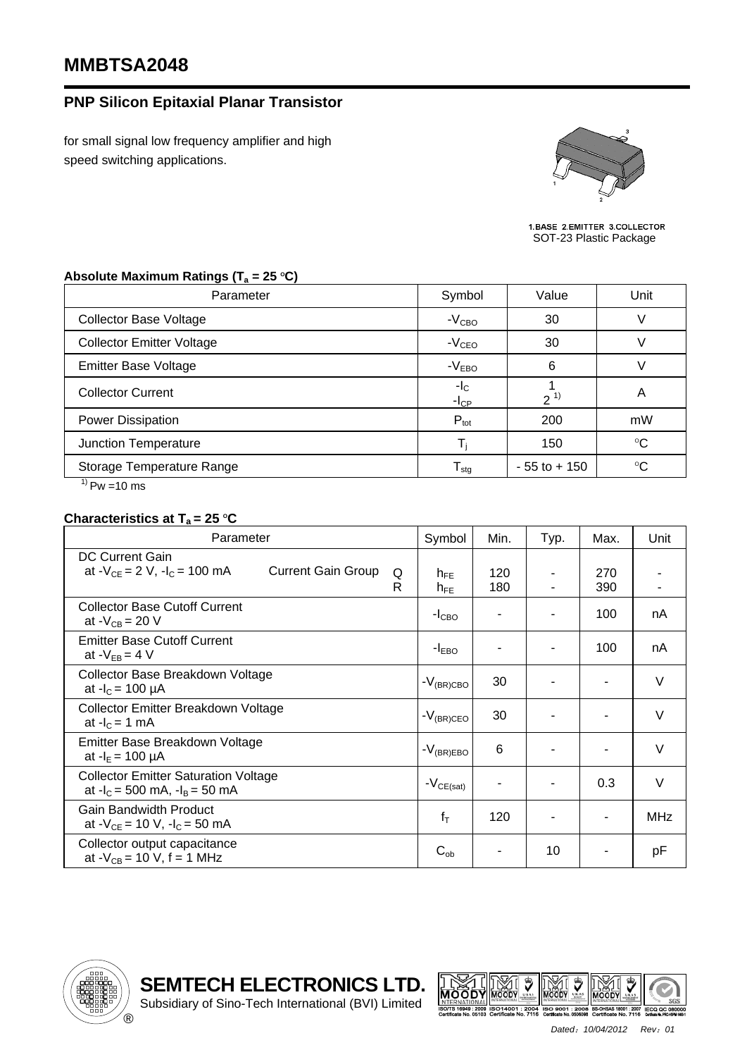# MMBTSA2048

## PNP Silicon Epitaxial Planar Transistor

for small signal low frequency amplifier and high speed switching applications.

1.BASE 2.EMITTER 3.COLLECTOR
SOT-23 Plastic Package

### Absolute Maximum Ratings ($T_a$ = 25 °C)

| Parameter | Symbol | Value | Unit |
|---|---|---|---|
| Collector Base Voltage | $-V_{CBO}$ | 30 | V |
| Collector Emitter Voltage | $-V_{CEO}$ | 30 | V |
| Emitter Base Voltage | $-V_{EBO}$ | 6 | V |
| Collector Current | $-I_C$<br>$-I_{CP}$ | 1<br>2 [1)] | A |
| Power Dissipation | $P_{tot}$ | 200 | mW |
| Junction Temperature | $T_j$ | 150 | °C |
| Storage Temperature Range | $T_{stg}$ | - 55 to + 150 | °C |

[1)] Pw =10 ms

### Characteristics at $T_a$ = 25 °C

| Parameter | Symbol | Min. | Typ. | Max. | Unit |
|---|---|---|---|---|---|
| DC Current Gain<br>at $-V_{CE}$ = 2 V, $-I_C$ = 100 mA — Current Gain Group Q<br>R | $h_{FE}$<br>$h_{FE}$ | 120<br>180 | -<br>- | 270<br>390 | -<br>- |
| Collector Base Cutoff Current<br>at $-V_{CB}$ = 20 V | $-I_{CBO}$ | - | - | 100 | nA |
| Emitter Base Cutoff Current<br>at $-V_{EB}$ = 4 V | $-I_{EBO}$ | - | - | 100 | nA |
| Collector Base Breakdown Voltage<br>at $-I_C$ = 100 µA | $-V_{(BR)CBO}$ | 30 | - | - | V |
| Collector Emitter Breakdown Voltage<br>at $-I_C$ = 1 mA | $-V_{(BR)CEO}$ | 30 | - | - | V |
| Emitter Base Breakdown Voltage<br>at $-I_E$ = 100 µA | $-V_{(BR)EBO}$ | 6 | - | - | V |
| Collector Emitter Saturation Voltage<br>at $-I_C$ = 500 mA, $-I_B$ = 50 mA | $-V_{CE(sat)}$ | - | - | 0.3 | V |
| Gain Bandwidth Product<br>at $-V_{CE}$ = 10 V, $-I_C$ = 50 mA | $f_T$ | 120 | - | - | MHz |
| Collector output capacitance<br>at $-V_{CB}$ = 10 V, f = 1 MHz | $C_{ob}$ | - | 10 | - | pF |

**SEMTECH ELECTRONICS LTD.**
Subsidiary of Sino-Tech International (BVI) Limited

*Dated：10/04/2012 Rev：01*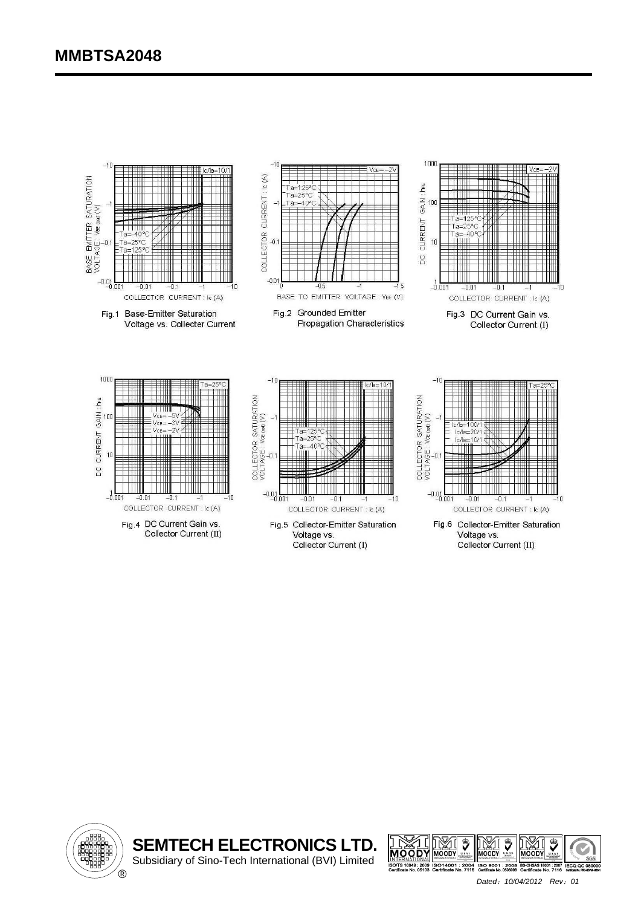# MMBTSA2048

Ic/IB=10/1

Ta=-40°C
Ta=25°C
Ta=125°C

BASE EMITTER SATURATION VOLTAGE : VBE (sat) (V)

COLLECTOR CURRENT : Ic (A)

Fig.1 Base-Emitter Saturation Voltage vs. Collecter Current

VCE=-2V

Ta=125°C
Ta=25°C
Ta=-40°C

COLLECTOR CURRENT : Ic (A)

BASE TO EMITTER VOLTAGE : VBE (V)

Fig.2 Grounded Emitter Propagation Characteristics

VCE=-2V

Ta=125°C
Ta=25°C
Ta=-40°C

DC CURRENT GAIN : hFE

COLLECTOR CURRENT : Ic (A)

Fig.3 DC Current Gain vs. Collector Current (I)

Ta=25°C

VCE=-5V
VCE=-3V
VCE=-2V

DC CURRENT GAIN : hFE

COLLECTOR CURRENT : Ic (A)

Fig.4 DC Current Gain vs. Collector Current (II)

Ic/IB=10/1

Ta=125°C
Ta=25°C
Ta=-40°C

COLLECTOR SATURATION VOLTAGE : VCE (sat) (V)

COLLECTOR CURRENT : Ic (A)

Fig.5 Collector-Emitter Saturation Voltage vs. Collector Current (I)

Ta=25°C

Ic/IB=100/1
Ic/IB=20/1
Ic/IB=10/1

COLLECTOR SATURATION VOLTAGE : VCE (sat) (V)

COLLECTOR CURRENT : Ic (A)

Fig.6 Collector-Emitter Saturation Voltage vs. Collector Current (II)

**SEMTECH ELECTRONICS LTD.**
Subsidiary of Sino-Tech International (BVI) Limited

*Dated：10/04/2012 Rev：01*